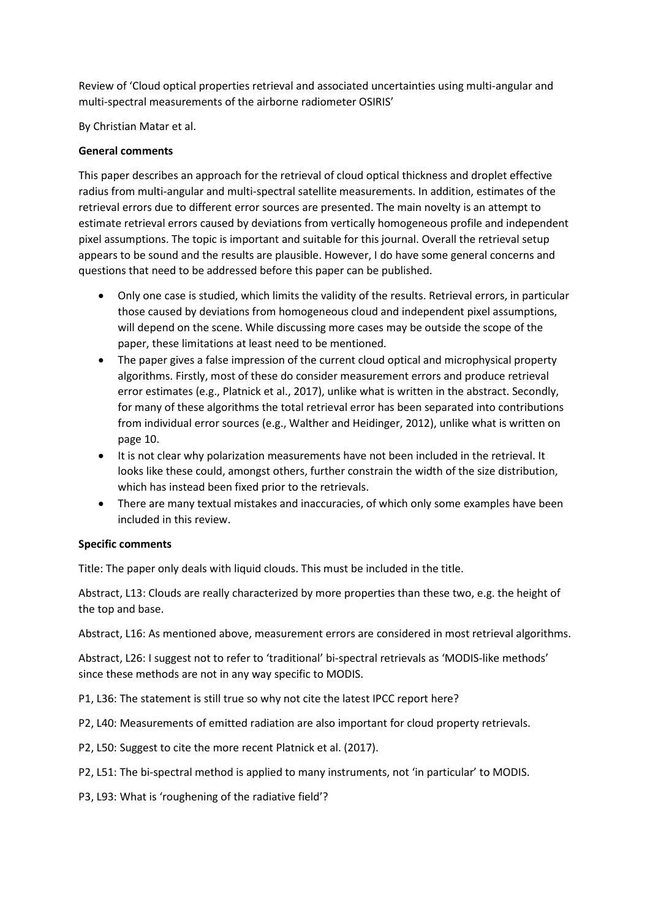Review of 'Cloud optical properties retrieval and associated uncertainties using multi-angular and multi-spectral measurements of the airborne radiometer OSIRIS'

By Christian Matar et al.

**General comments**

This paper describes an approach for the retrieval of cloud optical thickness and droplet effective radius from multi-angular and multi-spectral satellite measurements. In addition, estimates of the retrieval errors due to different error sources are presented. The main novelty is an attempt to estimate retrieval errors caused by deviations from vertically homogeneous profile and independent pixel assumptions. The topic is important and suitable for this journal. Overall the retrieval setup appears to be sound and the results are plausible. However, I do have some general concerns and questions that need to be addressed before this paper can be published.

- Only one case is studied, which limits the validity of the results. Retrieval errors, in particular those caused by deviations from homogeneous cloud and independent pixel assumptions, will depend on the scene. While discussing more cases may be outside the scope of the paper, these limitations at least need to be mentioned.
- The paper gives a false impression of the current cloud optical and microphysical property algorithms. Firstly, most of these do consider measurement errors and produce retrieval error estimates (e.g., Platnick et al., 2017), unlike what is written in the abstract. Secondly, for many of these algorithms the total retrieval error has been separated into contributions from individual error sources (e.g., Walther and Heidinger, 2012), unlike what is written on page 10.
- It is not clear why polarization measurements have not been included in the retrieval. It looks like these could, amongst others, further constrain the width of the size distribution, which has instead been fixed prior to the retrievals.
- There are many textual mistakes and inaccuracies, of which only some examples have been included in this review.

**Specific comments**

Title: The paper only deals with liquid clouds. This must be included in the title.

Abstract, L13: Clouds are really characterized by more properties than these two, e.g. the height of the top and base.

Abstract, L16: As mentioned above, measurement errors are considered in most retrieval algorithms.

Abstract, L26: I suggest not to refer to 'traditional' bi-spectral retrievals as 'MODIS-like methods' since these methods are not in any way specific to MODIS.

P1, L36: The statement is still true so why not cite the latest IPCC report here?

P2, L40: Measurements of emitted radiation are also important for cloud property retrievals.

P2, L50: Suggest to cite the more recent Platnick et al. (2017).

P2, L51: The bi-spectral method is applied to many instruments, not 'in particular' to MODIS.

P3, L93: What is 'roughening of the radiative field'?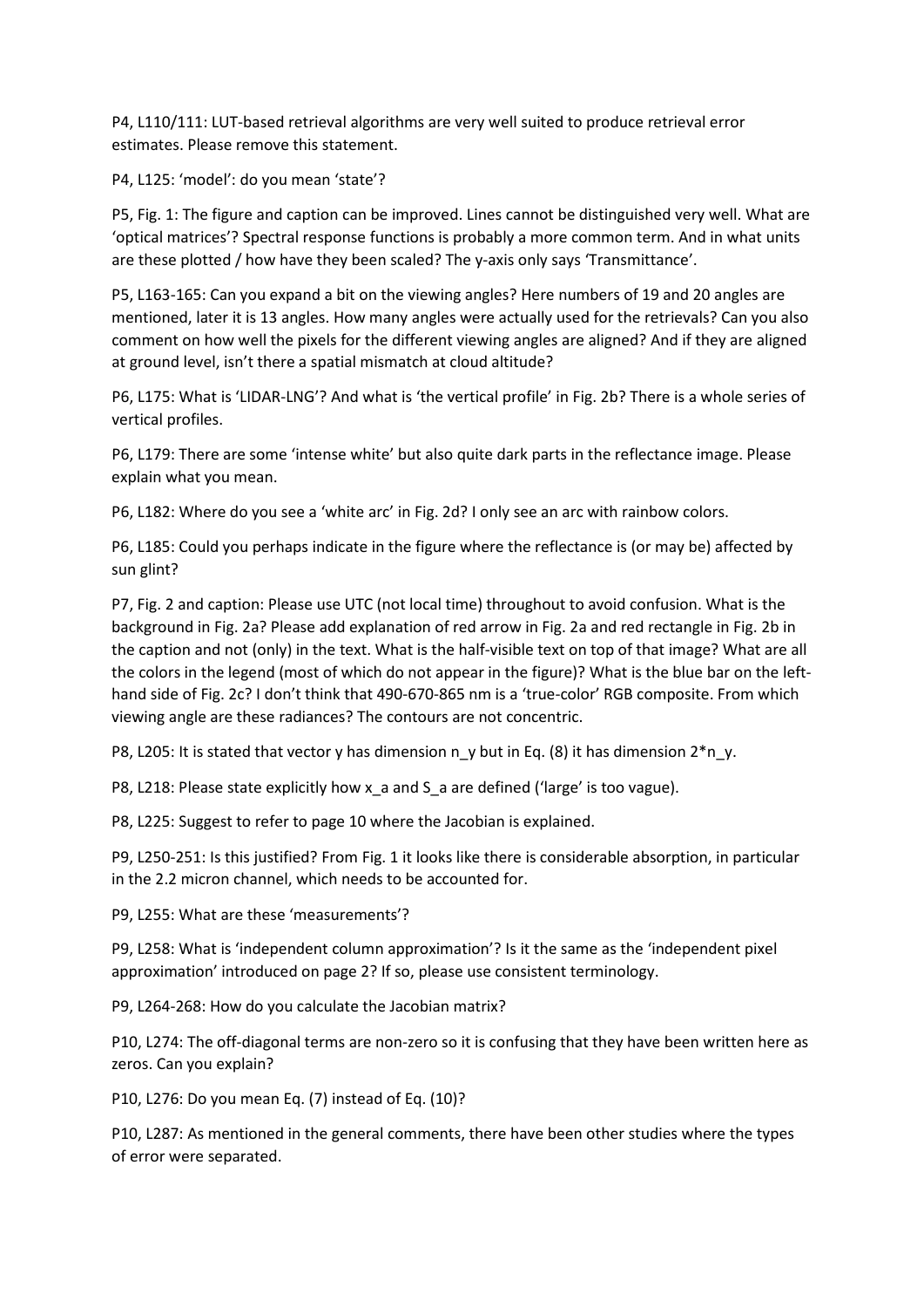P4, L110/111: LUT-based retrieval algorithms are very well suited to produce retrieval error estimates. Please remove this statement.

P4, L125: 'model': do you mean 'state'?

P5, Fig. 1: The figure and caption can be improved. Lines cannot be distinguished very well. What are 'optical matrices'? Spectral response functions is probably a more common term. And in what units are these plotted / how have they been scaled? The y-axis only says 'Transmittance'.

P5, L163-165: Can you expand a bit on the viewing angles? Here numbers of 19 and 20 angles are mentioned, later it is 13 angles. How many angles were actually used for the retrievals? Can you also comment on how well the pixels for the different viewing angles are aligned? And if they are aligned at ground level, isn't there a spatial mismatch at cloud altitude?

P6, L175: What is 'LIDAR-LNG'? And what is 'the vertical profile' in Fig. 2b? There is a whole series of vertical profiles.

P6, L179: There are some 'intense white' but also quite dark parts in the reflectance image. Please explain what you mean.

P6, L182: Where do you see a 'white arc' in Fig. 2d? I only see an arc with rainbow colors.

P6, L185: Could you perhaps indicate in the figure where the reflectance is (or may be) affected by sun glint?

P7, Fig. 2 and caption: Please use UTC (not local time) throughout to avoid confusion. What is the background in Fig. 2a? Please add explanation of red arrow in Fig. 2a and red rectangle in Fig. 2b in the caption and not (only) in the text. What is the half-visible text on top of that image? What are all the colors in the legend (most of which do not appear in the figure)? What is the blue bar on the left-hand side of Fig. 2c? I don't think that 490-670-865 nm is a 'true-color' RGB composite. From which viewing angle are these radiances? The contours are not concentric.

P8, L205: It is stated that vector y has dimension $n_y$ but in Eq. (8) it has dimension $2*n_y$.

P8, L218: Please state explicitly how $x_a$ and $S_a$ are defined ('large' is too vague).

P8, L225: Suggest to refer to page 10 where the Jacobian is explained.

P9, L250-251: Is this justified? From Fig. 1 it looks like there is considerable absorption, in particular in the 2.2 micron channel, which needs to be accounted for.

P9, L255: What are these 'measurements'?

P9, L258: What is 'independent column approximation'? Is it the same as the 'independent pixel approximation' introduced on page 2? If so, please use consistent terminology.

P9, L264-268: How do you calculate the Jacobian matrix?

P10, L274: The off-diagonal terms are non-zero so it is confusing that they have been written here as zeros. Can you explain?

P10, L276: Do you mean Eq. (7) instead of Eq. (10)?

P10, L287: As mentioned in the general comments, there have been other studies where the types of error were separated.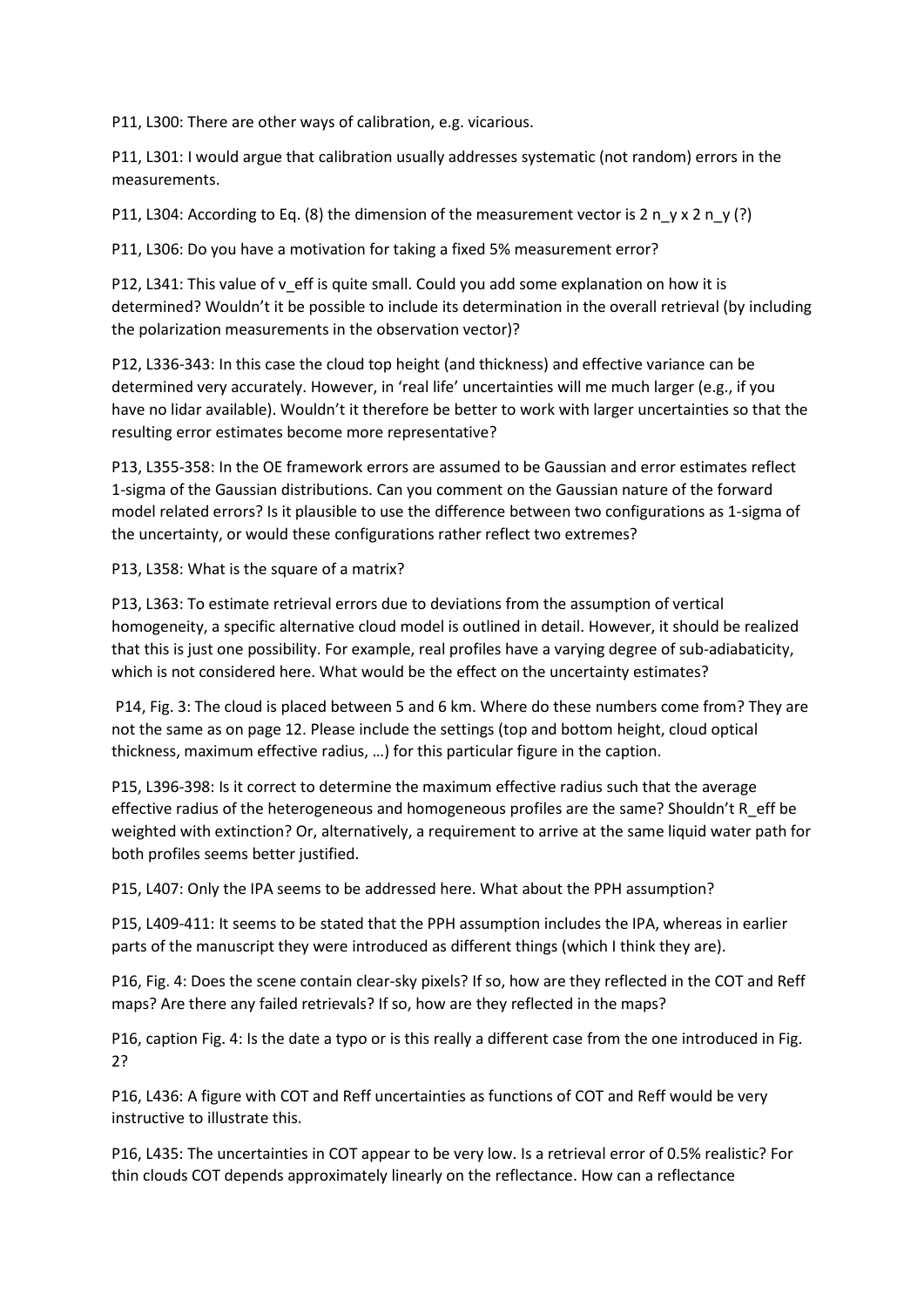P11, L300: There are other ways of calibration, e.g. vicarious.

P11, L301: I would argue that calibration usually addresses systematic (not random) errors in the measurements.

P11, L304: According to Eq. (8) the dimension of the measurement vector is $2\ n_y \times 2\ n_y$ (?)

P11, L306: Do you have a motivation for taking a fixed 5% measurement error?

P12, L341: This value of $v_{eff}$ is quite small. Could you add some explanation on how it is determined? Wouldn't it be possible to include its determination in the overall retrieval (by including the polarization measurements in the observation vector)?

P12, L336-343: In this case the cloud top height (and thickness) and effective variance can be determined very accurately. However, in 'real life' uncertainties will me much larger (e.g., if you have no lidar available). Wouldn't it therefore be better to work with larger uncertainties so that the resulting error estimates become more representative?

P13, L355-358: In the OE framework errors are assumed to be Gaussian and error estimates reflect 1-sigma of the Gaussian distributions. Can you comment on the Gaussian nature of the forward model related errors? Is it plausible to use the difference between two configurations as 1-sigma of the uncertainty, or would these configurations rather reflect two extremes?

P13, L358: What is the square of a matrix?

P13, L363: To estimate retrieval errors due to deviations from the assumption of vertical homogeneity, a specific alternative cloud model is outlined in detail. However, it should be realized that this is just one possibility. For example, real profiles have a varying degree of sub-adiabaticity, which is not considered here. What would be the effect on the uncertainty estimates?

P14, Fig. 3: The cloud is placed between 5 and 6 km. Where do these numbers come from? They are not the same as on page 12. Please include the settings (top and bottom height, cloud optical thickness, maximum effective radius, …) for this particular figure in the caption.

P15, L396-398: Is it correct to determine the maximum effective radius such that the average effective radius of the heterogeneous and homogeneous profiles are the same? Shouldn't $R_{eff}$ be weighted with extinction? Or, alternatively, a requirement to arrive at the same liquid water path for both profiles seems better justified.

P15, L407: Only the IPA seems to be addressed here. What about the PPH assumption?

P15, L409-411: It seems to be stated that the PPH assumption includes the IPA, whereas in earlier parts of the manuscript they were introduced as different things (which I think they are).

P16, Fig. 4: Does the scene contain clear-sky pixels? If so, how are they reflected in the COT and Reff maps? Are there any failed retrievals? If so, how are they reflected in the maps?

P16, caption Fig. 4: Is the date a typo or is this really a different case from the one introduced in Fig. 2?

P16, L436: A figure with COT and Reff uncertainties as functions of COT and Reff would be very instructive to illustrate this.

P16, L435: The uncertainties in COT appear to be very low. Is a retrieval error of 0.5% realistic? For thin clouds COT depends approximately linearly on the reflectance. How can a reflectance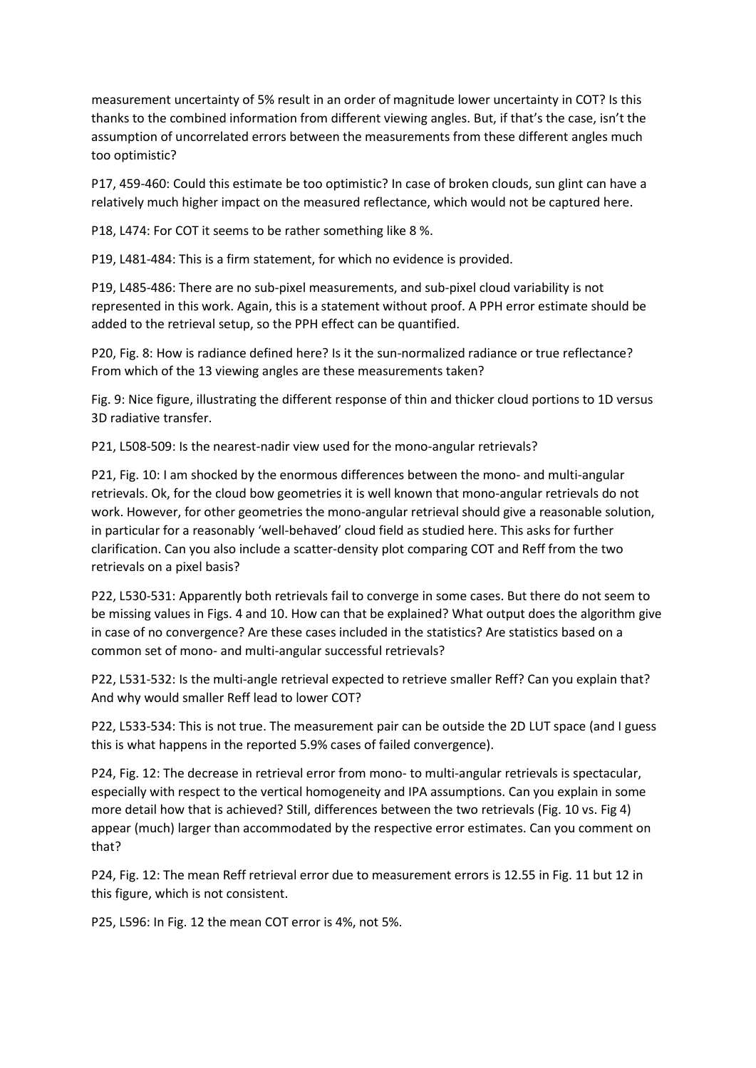measurement uncertainty of 5% result in an order of magnitude lower uncertainty in COT? Is this thanks to the combined information from different viewing angles. But, if that's the case, isn't the assumption of uncorrelated errors between the measurements from these different angles much too optimistic?

P17, 459-460: Could this estimate be too optimistic? In case of broken clouds, sun glint can have a relatively much higher impact on the measured reflectance, which would not be captured here.

P18, L474: For COT it seems to be rather something like 8 %.

P19, L481-484: This is a firm statement, for which no evidence is provided.

P19, L485-486: There are no sub-pixel measurements, and sub-pixel cloud variability is not represented in this work. Again, this is a statement without proof. A PPH error estimate should be added to the retrieval setup, so the PPH effect can be quantified.

P20, Fig. 8: How is radiance defined here? Is it the sun-normalized radiance or true reflectance? From which of the 13 viewing angles are these measurements taken?

Fig. 9: Nice figure, illustrating the different response of thin and thicker cloud portions to 1D versus 3D radiative transfer.

P21, L508-509: Is the nearest-nadir view used for the mono-angular retrievals?

P21, Fig. 10: I am shocked by the enormous differences between the mono- and multi-angular retrievals. Ok, for the cloud bow geometries it is well known that mono-angular retrievals do not work. However, for other geometries the mono-angular retrieval should give a reasonable solution, in particular for a reasonably 'well-behaved' cloud field as studied here. This asks for further clarification. Can you also include a scatter-density plot comparing COT and Reff from the two retrievals on a pixel basis?

P22, L530-531: Apparently both retrievals fail to converge in some cases. But there do not seem to be missing values in Figs. 4 and 10. How can that be explained? What output does the algorithm give in case of no convergence? Are these cases included in the statistics? Are statistics based on a common set of mono- and multi-angular successful retrievals?

P22, L531-532: Is the multi-angle retrieval expected to retrieve smaller Reff? Can you explain that? And why would smaller Reff lead to lower COT?

P22, L533-534: This is not true. The measurement pair can be outside the 2D LUT space (and I guess this is what happens in the reported 5.9% cases of failed convergence).

P24, Fig. 12: The decrease in retrieval error from mono- to multi-angular retrievals is spectacular, especially with respect to the vertical homogeneity and IPA assumptions. Can you explain in some more detail how that is achieved? Still, differences between the two retrievals (Fig. 10 vs. Fig 4) appear (much) larger than accommodated by the respective error estimates. Can you comment on that?

P24, Fig. 12: The mean Reff retrieval error due to measurement errors is 12.55 in Fig. 11 but 12 in this figure, which is not consistent.

P25, L596: In Fig. 12 the mean COT error is 4%, not 5%.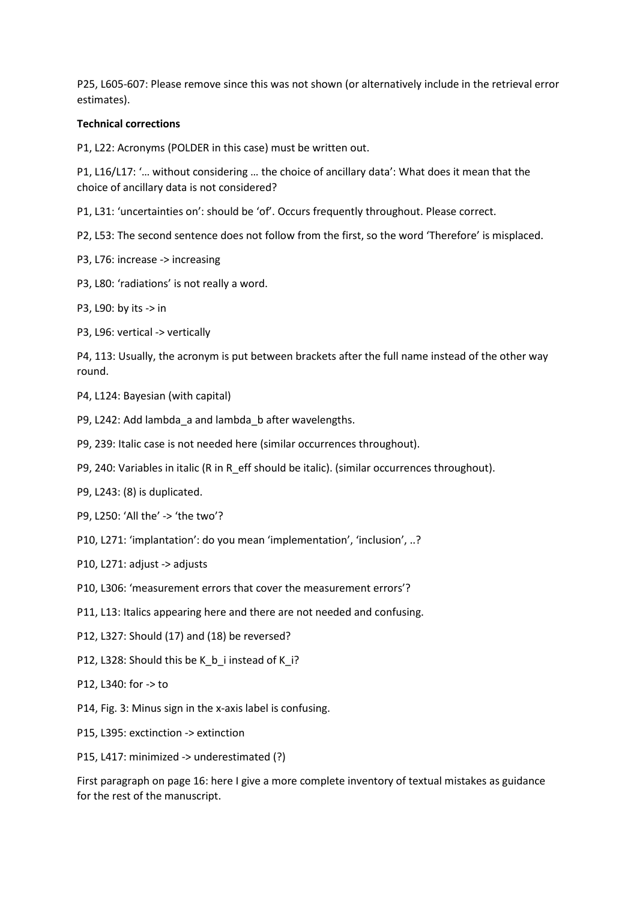P25, L605-607: Please remove since this was not shown (or alternatively include in the retrieval error estimates).

**Technical corrections**

P1, L22: Acronyms (POLDER in this case) must be written out.

P1, L16/L17: '… without considering … the choice of ancillary data': What does it mean that the choice of ancillary data is not considered?

P1, L31: 'uncertainties on': should be 'of'. Occurs frequently throughout. Please correct.

P2, L53: The second sentence does not follow from the first, so the word 'Therefore' is misplaced.

P3, L76: increase -> increasing

P3, L80: 'radiations' is not really a word.

P3, L90: by its -> in

P3, L96: vertical -> vertically

P4, 113: Usually, the acronym is put between brackets after the full name instead of the other way round.

P4, L124: Bayesian (with capital)

P9, L242: Add lambda_a and lambda_b after wavelengths.

P9, 239: Italic case is not needed here (similar occurrences throughout).

P9, 240: Variables in italic (R in R_eff should be italic). (similar occurrences throughout).

P9, L243: (8) is duplicated.

P9, L250: 'All the' -> 'the two'?

P10, L271: 'implantation': do you mean 'implementation', 'inclusion', ..?

P10, L271: adjust -> adjusts

P10, L306: 'measurement errors that cover the measurement errors'?

P11, L13: Italics appearing here and there are not needed and confusing.

P12, L327: Should (17) and (18) be reversed?

P12, L328: Should this be K_b_i instead of K_i?

P12, L340: for -> to

P14, Fig. 3: Minus sign in the x-axis label is confusing.

P15, L395: exctinction -> extinction

P15, L417: minimized -> underestimated (?)

First paragraph on page 16: here I give a more complete inventory of textual mistakes as guidance for the rest of the manuscript.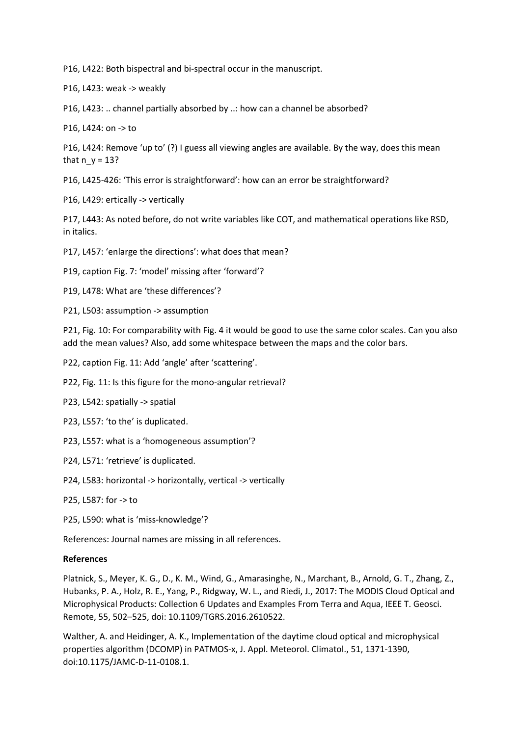P16, L422: Both bispectral and bi-spectral occur in the manuscript.

P16, L423: weak -> weakly

P16, L423: .. channel partially absorbed by ..: how can a channel be absorbed?

P16, L424: on -> to

P16, L424: Remove 'up to' (?) I guess all viewing angles are available. By the way, does this mean that $n_y = 13$?

P16, L425-426: 'This error is straightforward': how can an error be straightforward?

P16, L429: ertically -> vertically

P17, L443: As noted before, do not write variables like COT, and mathematical operations like RSD, in italics.

P17, L457: 'enlarge the directions': what does that mean?

P19, caption Fig. 7: 'model' missing after 'forward'?

P19, L478: What are 'these differences'?

P21, L503: assumption -> assumption

P21, Fig. 10: For comparability with Fig. 4 it would be good to use the same color scales. Can you also add the mean values? Also, add some whitespace between the maps and the color bars.

P22, caption Fig. 11: Add 'angle' after 'scattering'.

P22, Fig. 11: Is this figure for the mono-angular retrieval?

P23, L542: spatially -> spatial

P23, L557: 'to the' is duplicated.

P23, L557: what is a 'homogeneous assumption'?

P24, L571: 'retrieve' is duplicated.

P24, L583: horizontal -> horizontally, vertical -> vertically

P25, L587: for -> to

P25, L590: what is 'miss-knowledge'?

References: Journal names are missing in all references.

**References**

Platnick, S., Meyer, K. G., D., K. M., Wind, G., Amarasinghe, N., Marchant, B., Arnold, G. T., Zhang, Z., Hubanks, P. A., Holz, R. E., Yang, P., Ridgway, W. L., and Riedi, J., 2017: The MODIS Cloud Optical and Microphysical Products: Collection 6 Updates and Examples From Terra and Aqua, IEEE T. Geosci. Remote, 55, 502–525, doi: 10.1109/TGRS.2016.2610522.

Walther, A. and Heidinger, A. K., Implementation of the daytime cloud optical and microphysical properties algorithm (DCOMP) in PATMOS-x, J. Appl. Meteorol. Climatol., 51, 1371-1390, doi:10.1175/JAMC-D-11-0108.1.